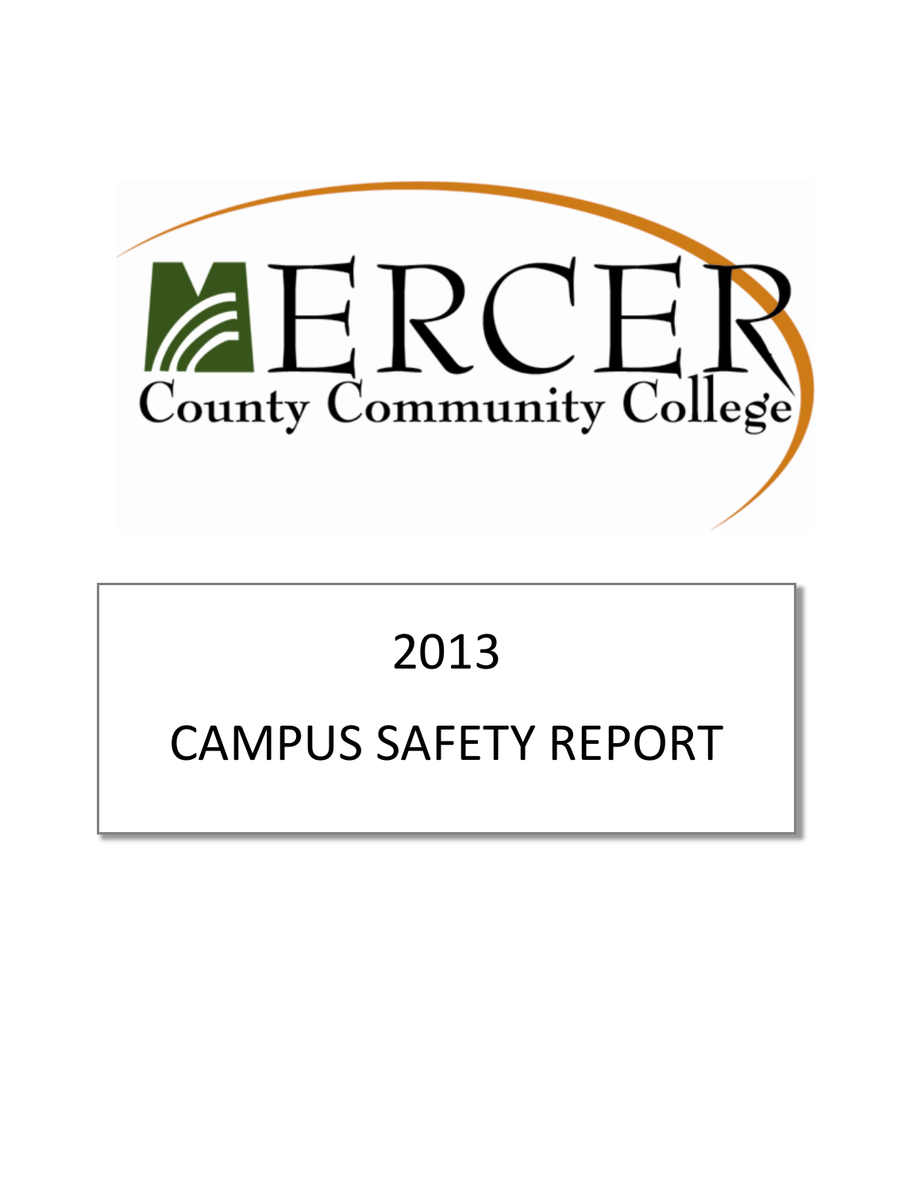MERCER

County Community College

# 2013

# CAMPUS SAFETY REPORT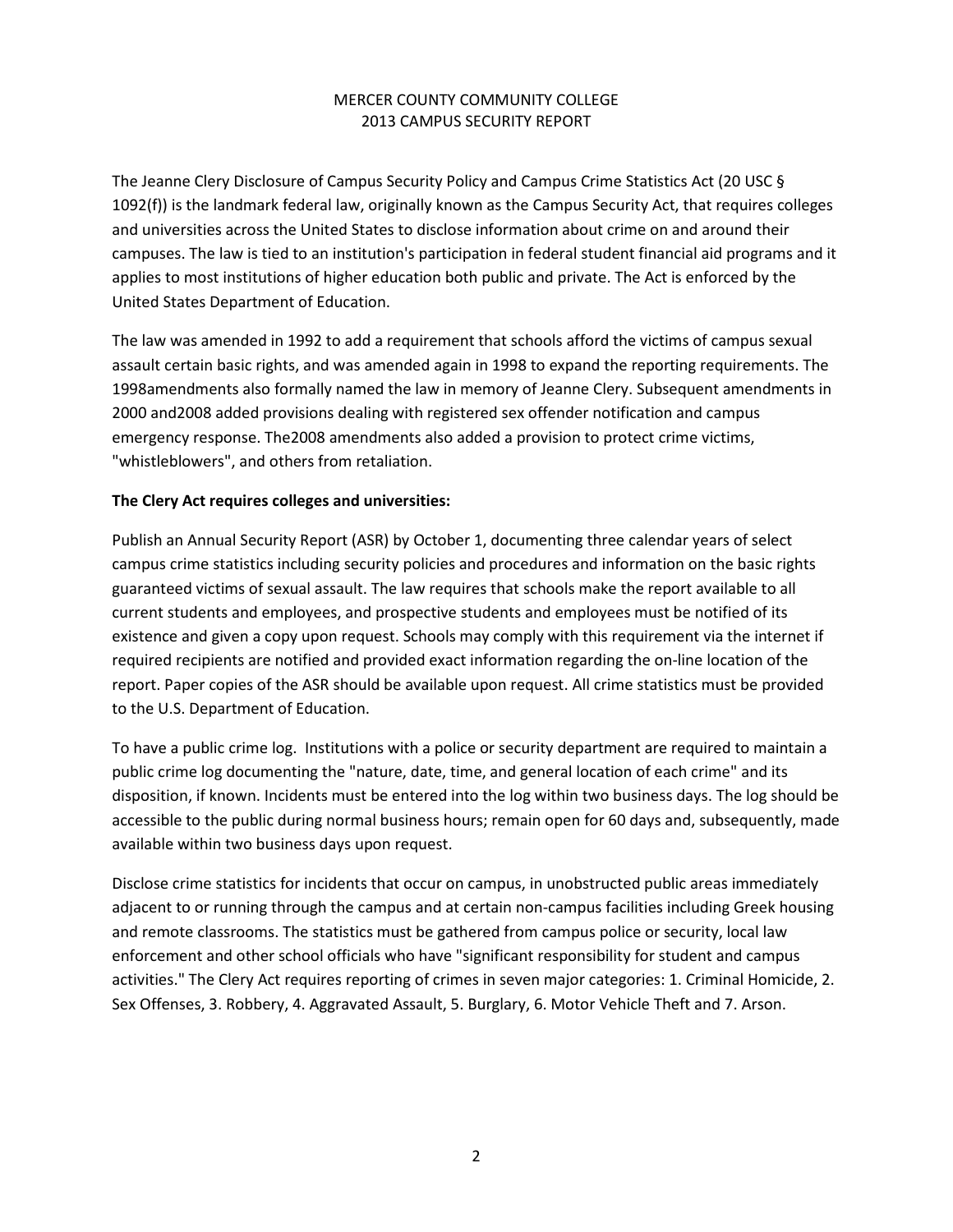MERCER COUNTY COMMUNITY COLLEGE
2013 CAMPUS SECURITY REPORT

The Jeanne Clery Disclosure of Campus Security Policy and Campus Crime Statistics Act (20 USC § 1092(f)) is the landmark federal law, originally known as the Campus Security Act, that requires colleges and universities across the United States to disclose information about crime on and around their campuses. The law is tied to an institution's participation in federal student financial aid programs and it applies to most institutions of higher education both public and private. The Act is enforced by the United States Department of Education.

The law was amended in 1992 to add a requirement that schools afford the victims of campus sexual assault certain basic rights, and was amended again in 1998 to expand the reporting requirements. The 1998amendments also formally named the law in memory of Jeanne Clery. Subsequent amendments in 2000 and2008 added provisions dealing with registered sex offender notification and campus emergency response. The2008 amendments also added a provision to protect crime victims, "whistleblowers", and others from retaliation.

**The Clery Act requires colleges and universities:**

Publish an Annual Security Report (ASR) by October 1, documenting three calendar years of select campus crime statistics including security policies and procedures and information on the basic rights guaranteed victims of sexual assault. The law requires that schools make the report available to all current students and employees, and prospective students and employees must be notified of its existence and given a copy upon request. Schools may comply with this requirement via the internet if required recipients are notified and provided exact information regarding the on-line location of the report. Paper copies of the ASR should be available upon request. All crime statistics must be provided to the U.S. Department of Education.

To have a public crime log. Institutions with a police or security department are required to maintain a public crime log documenting the "nature, date, time, and general location of each crime" and its disposition, if known. Incidents must be entered into the log within two business days. The log should be accessible to the public during normal business hours; remain open for 60 days and, subsequently, made available within two business days upon request.

Disclose crime statistics for incidents that occur on campus, in unobstructed public areas immediately adjacent to or running through the campus and at certain non-campus facilities including Greek housing and remote classrooms. The statistics must be gathered from campus police or security, local law enforcement and other school officials who have "significant responsibility for student and campus activities." The Clery Act requires reporting of crimes in seven major categories: 1. Criminal Homicide, 2. Sex Offenses, 3. Robbery, 4. Aggravated Assault, 5. Burglary, 6. Motor Vehicle Theft and 7. Arson.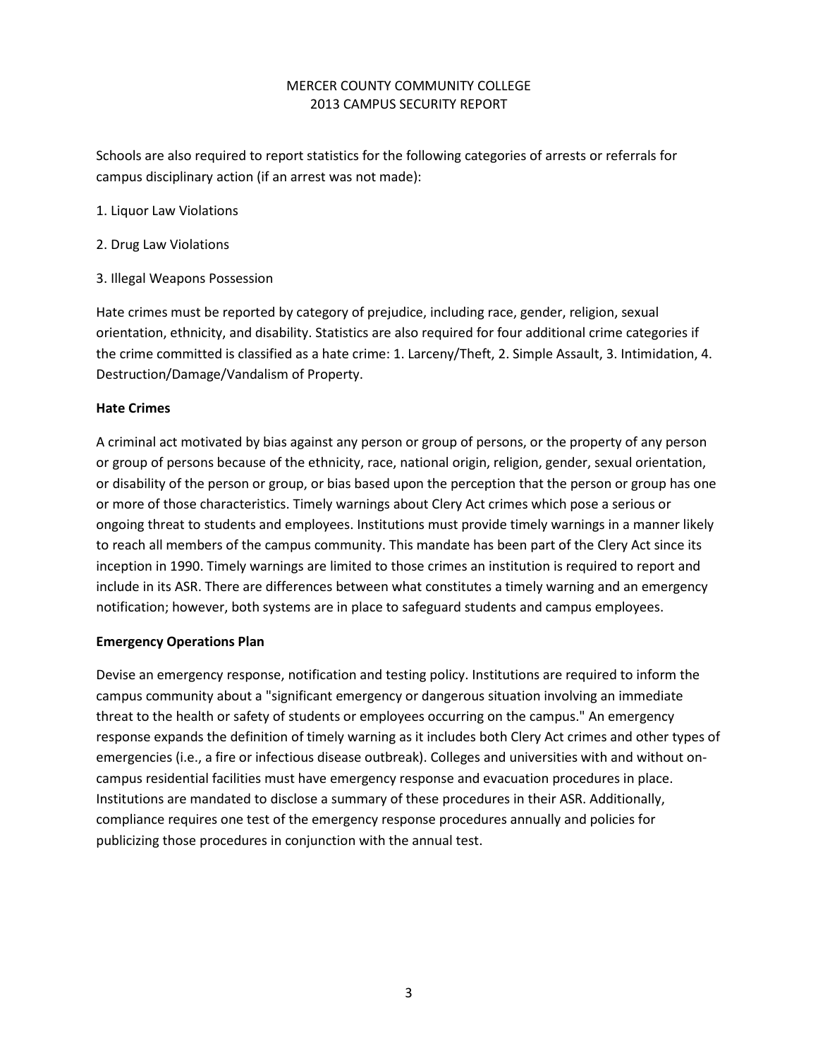Schools are also required to report statistics for the following categories of arrests or referrals for campus disciplinary action (if an arrest was not made):

1. Liquor Law Violations

2. Drug Law Violations

3. Illegal Weapons Possession

Hate crimes must be reported by category of prejudice, including race, gender, religion, sexual orientation, ethnicity, and disability. Statistics are also required for four additional crime categories if the crime committed is classified as a hate crime: 1. Larceny/Theft, 2. Simple Assault, 3. Intimidation, 4. Destruction/Damage/Vandalism of Property.

**Hate Crimes**

A criminal act motivated by bias against any person or group of persons, or the property of any person or group of persons because of the ethnicity, race, national origin, religion, gender, sexual orientation, or disability of the person or group, or bias based upon the perception that the person or group has one or more of those characteristics. Timely warnings about Clery Act crimes which pose a serious or ongoing threat to students and employees. Institutions must provide timely warnings in a manner likely to reach all members of the campus community. This mandate has been part of the Clery Act since its inception in 1990. Timely warnings are limited to those crimes an institution is required to report and include in its ASR. There are differences between what constitutes a timely warning and an emergency notification; however, both systems are in place to safeguard students and campus employees.

**Emergency Operations Plan**

Devise an emergency response, notification and testing policy. Institutions are required to inform the campus community about a "significant emergency or dangerous situation involving an immediate threat to the health or safety of students or employees occurring on the campus." An emergency response expands the definition of timely warning as it includes both Clery Act crimes and other types of emergencies (i.e., a fire or infectious disease outbreak). Colleges and universities with and without on-campus residential facilities must have emergency response and evacuation procedures in place. Institutions are mandated to disclose a summary of these procedures in their ASR. Additionally, compliance requires one test of the emergency response procedures annually and policies for publicizing those procedures in conjunction with the annual test.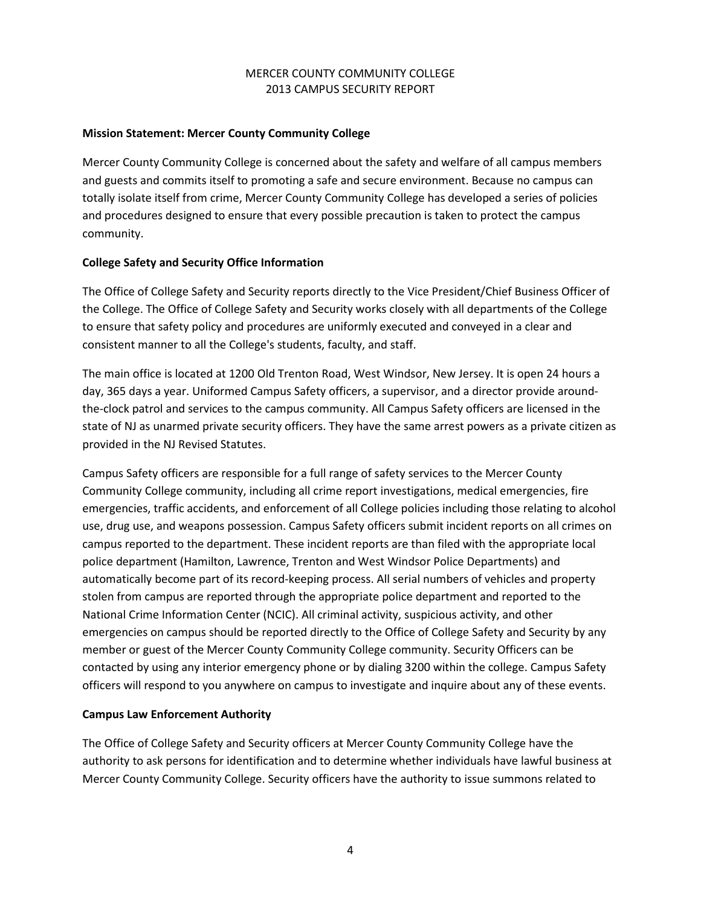MERCER COUNTY COMMUNITY COLLEGE
2013 CAMPUS SECURITY REPORT

**Mission Statement: Mercer County Community College**

Mercer County Community College is concerned about the safety and welfare of all campus members and guests and commits itself to promoting a safe and secure environment. Because no campus can totally isolate itself from crime, Mercer County Community College has developed a series of policies and procedures designed to ensure that every possible precaution is taken to protect the campus community.

**College Safety and Security Office Information**

The Office of College Safety and Security reports directly to the Vice President/Chief Business Officer of the College. The Office of College Safety and Security works closely with all departments of the College to ensure that safety policy and procedures are uniformly executed and conveyed in a clear and consistent manner to all the College's students, faculty, and staff.

The main office is located at 1200 Old Trenton Road, West Windsor, New Jersey. It is open 24 hours a day, 365 days a year. Uniformed Campus Safety officers, a supervisor, and a director provide around-the-clock patrol and services to the campus community. All Campus Safety officers are licensed in the state of NJ as unarmed private security officers. They have the same arrest powers as a private citizen as provided in the NJ Revised Statutes.

Campus Safety officers are responsible for a full range of safety services to the Mercer County Community College community, including all crime report investigations, medical emergencies, fire emergencies, traffic accidents, and enforcement of all College policies including those relating to alcohol use, drug use, and weapons possession. Campus Safety officers submit incident reports on all crimes on campus reported to the department. These incident reports are than filed with the appropriate local police department (Hamilton, Lawrence, Trenton and West Windsor Police Departments) and automatically become part of its record-keeping process. All serial numbers of vehicles and property stolen from campus are reported through the appropriate police department and reported to the National Crime Information Center (NCIC). All criminal activity, suspicious activity, and other emergencies on campus should be reported directly to the Office of College Safety and Security by any member or guest of the Mercer County Community College community. Security Officers can be contacted by using any interior emergency phone or by dialing 3200 within the college. Campus Safety officers will respond to you anywhere on campus to investigate and inquire about any of these events.

**Campus Law Enforcement Authority**

The Office of College Safety and Security officers at Mercer County Community College have the authority to ask persons for identification and to determine whether individuals have lawful business at Mercer County Community College. Security officers have the authority to issue summons related to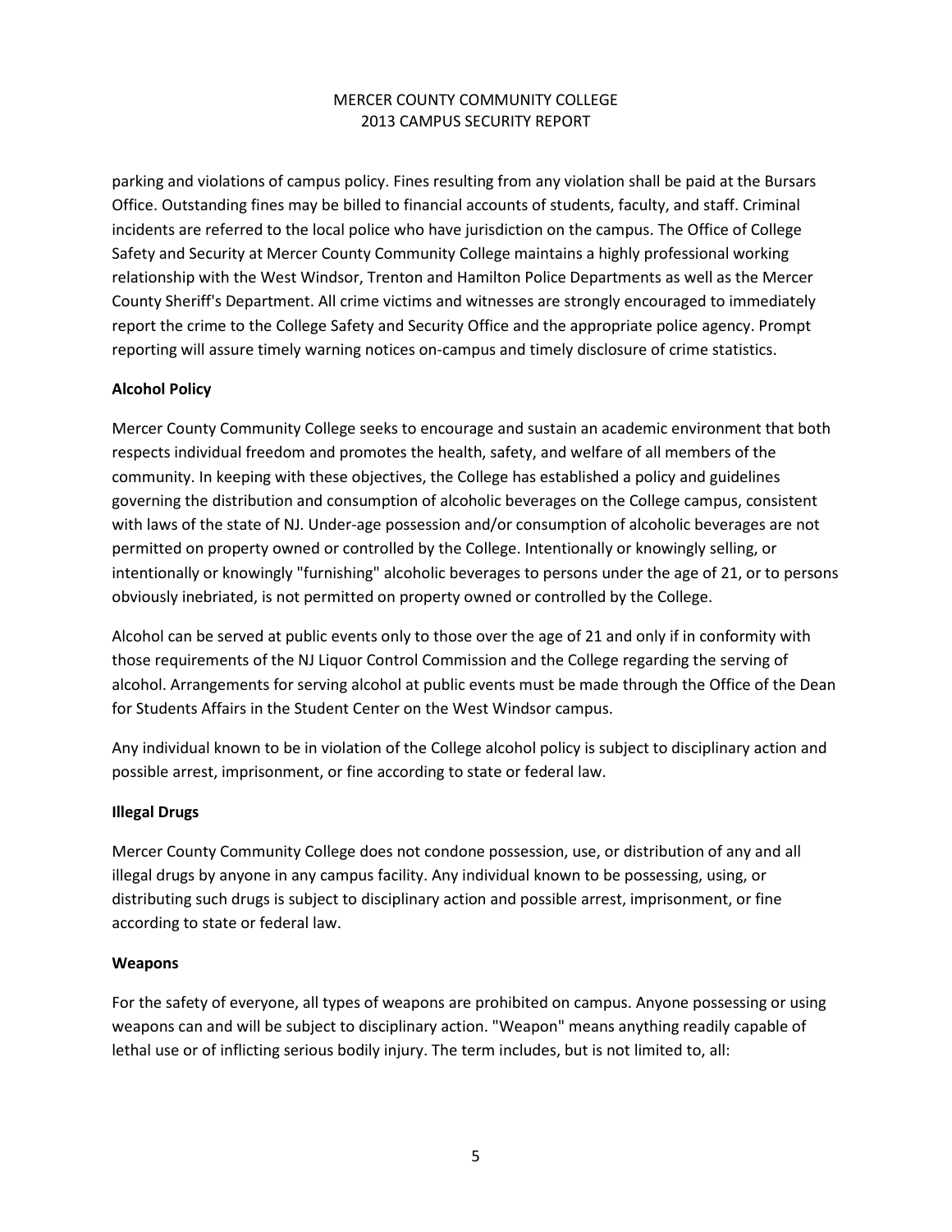parking and violations of campus policy. Fines resulting from any violation shall be paid at the Bursars Office. Outstanding fines may be billed to financial accounts of students, faculty, and staff. Criminal incidents are referred to the local police who have jurisdiction on the campus. The Office of College Safety and Security at Mercer County Community College maintains a highly professional working relationship with the West Windsor, Trenton and Hamilton Police Departments as well as the Mercer County Sheriff's Department. All crime victims and witnesses are strongly encouraged to immediately report the crime to the College Safety and Security Office and the appropriate police agency. Prompt reporting will assure timely warning notices on-campus and timely disclosure of crime statistics.

**Alcohol Policy**

Mercer County Community College seeks to encourage and sustain an academic environment that both respects individual freedom and promotes the health, safety, and welfare of all members of the community. In keeping with these objectives, the College has established a policy and guidelines governing the distribution and consumption of alcoholic beverages on the College campus, consistent with laws of the state of NJ. Under-age possession and/or consumption of alcoholic beverages are not permitted on property owned or controlled by the College. Intentionally or knowingly selling, or intentionally or knowingly "furnishing" alcoholic beverages to persons under the age of 21, or to persons obviously inebriated, is not permitted on property owned or controlled by the College.

Alcohol can be served at public events only to those over the age of 21 and only if in conformity with those requirements of the NJ Liquor Control Commission and the College regarding the serving of alcohol. Arrangements for serving alcohol at public events must be made through the Office of the Dean for Students Affairs in the Student Center on the West Windsor campus.

Any individual known to be in violation of the College alcohol policy is subject to disciplinary action and possible arrest, imprisonment, or fine according to state or federal law.

**Illegal Drugs**

Mercer County Community College does not condone possession, use, or distribution of any and all illegal drugs by anyone in any campus facility. Any individual known to be possessing, using, or distributing such drugs is subject to disciplinary action and possible arrest, imprisonment, or fine according to state or federal law.

**Weapons**

For the safety of everyone, all types of weapons are prohibited on campus. Anyone possessing or using weapons can and will be subject to disciplinary action. "Weapon" means anything readily capable of lethal use or of inflicting serious bodily injury. The term includes, but is not limited to, all: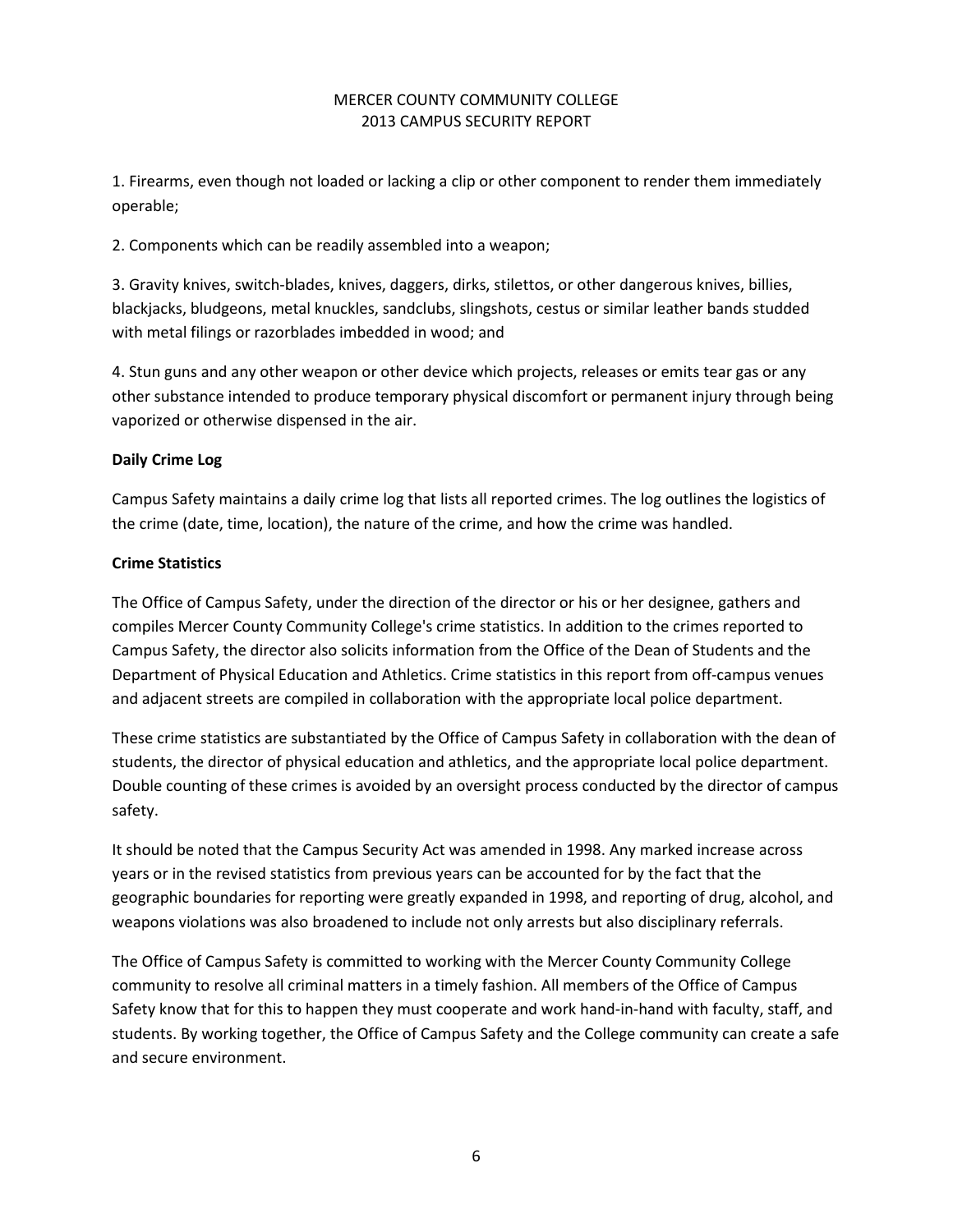1. Firearms, even though not loaded or lacking a clip or other component to render them immediately operable;

2. Components which can be readily assembled into a weapon;

3. Gravity knives, switch-blades, knives, daggers, dirks, stilettos, or other dangerous knives, billies, blackjacks, bludgeons, metal knuckles, sandclubs, slingshots, cestus or similar leather bands studded with metal filings or razorblades imbedded in wood; and

4. Stun guns and any other weapon or other device which projects, releases or emits tear gas or any other substance intended to produce temporary physical discomfort or permanent injury through being vaporized or otherwise dispensed in the air.

**Daily Crime Log**

Campus Safety maintains a daily crime log that lists all reported crimes. The log outlines the logistics of the crime (date, time, location), the nature of the crime, and how the crime was handled.

**Crime Statistics**

The Office of Campus Safety, under the direction of the director or his or her designee, gathers and compiles Mercer County Community College's crime statistics. In addition to the crimes reported to Campus Safety, the director also solicits information from the Office of the Dean of Students and the Department of Physical Education and Athletics. Crime statistics in this report from off-campus venues and adjacent streets are compiled in collaboration with the appropriate local police department.

These crime statistics are substantiated by the Office of Campus Safety in collaboration with the dean of students, the director of physical education and athletics, and the appropriate local police department. Double counting of these crimes is avoided by an oversight process conducted by the director of campus safety.

It should be noted that the Campus Security Act was amended in 1998. Any marked increase across years or in the revised statistics from previous years can be accounted for by the fact that the geographic boundaries for reporting were greatly expanded in 1998, and reporting of drug, alcohol, and weapons violations was also broadened to include not only arrests but also disciplinary referrals.

The Office of Campus Safety is committed to working with the Mercer County Community College community to resolve all criminal matters in a timely fashion. All members of the Office of Campus Safety know that for this to happen they must cooperate and work hand-in-hand with faculty, staff, and students. By working together, the Office of Campus Safety and the College community can create a safe and secure environment.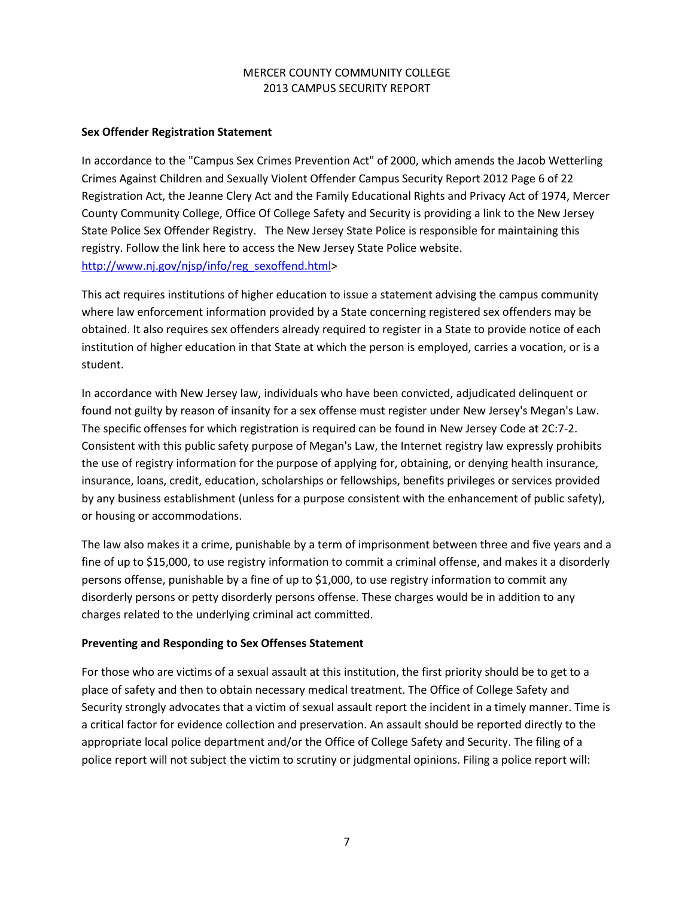MERCER COUNTY COMMUNITY COLLEGE
2013 CAMPUS SECURITY REPORT

**Sex Offender Registration Statement**

In accordance to the "Campus Sex Crimes Prevention Act" of 2000, which amends the Jacob Wetterling Crimes Against Children and Sexually Violent Offender Campus Security Report 2012 Page 6 of 22 Registration Act, the Jeanne Clery Act and the Family Educational Rights and Privacy Act of 1974, Mercer County Community College, Office Of College Safety and Security is providing a link to the New Jersey State Police Sex Offender Registry. The New Jersey State Police is responsible for maintaining this registry. Follow the link here to access the New Jersey State Police website. http://www.nj.gov/njsp/info/reg_sexoffend.html>

This act requires institutions of higher education to issue a statement advising the campus community where law enforcement information provided by a State concerning registered sex offenders may be obtained. It also requires sex offenders already required to register in a State to provide notice of each institution of higher education in that State at which the person is employed, carries a vocation, or is a student.

In accordance with New Jersey law, individuals who have been convicted, adjudicated delinquent or found not guilty by reason of insanity for a sex offense must register under New Jersey's Megan's Law. The specific offenses for which registration is required can be found in New Jersey Code at 2C:7-2. Consistent with this public safety purpose of Megan's Law, the Internet registry law expressly prohibits the use of registry information for the purpose of applying for, obtaining, or denying health insurance, insurance, loans, credit, education, scholarships or fellowships, benefits privileges or services provided by any business establishment (unless for a purpose consistent with the enhancement of public safety), or housing or accommodations.

The law also makes it a crime, punishable by a term of imprisonment between three and five years and a fine of up to $15,000, to use registry information to commit a criminal offense, and makes it a disorderly persons offense, punishable by a fine of up to $1,000, to use registry information to commit any disorderly persons or petty disorderly persons offense. These charges would be in addition to any charges related to the underlying criminal act committed.

**Preventing and Responding to Sex Offenses Statement**

For those who are victims of a sexual assault at this institution, the first priority should be to get to a place of safety and then to obtain necessary medical treatment. The Office of College Safety and Security strongly advocates that a victim of sexual assault report the incident in a timely manner. Time is a critical factor for evidence collection and preservation. An assault should be reported directly to the appropriate local police department and/or the Office of College Safety and Security. The filing of a police report will not subject the victim to scrutiny or judgmental opinions. Filing a police report will: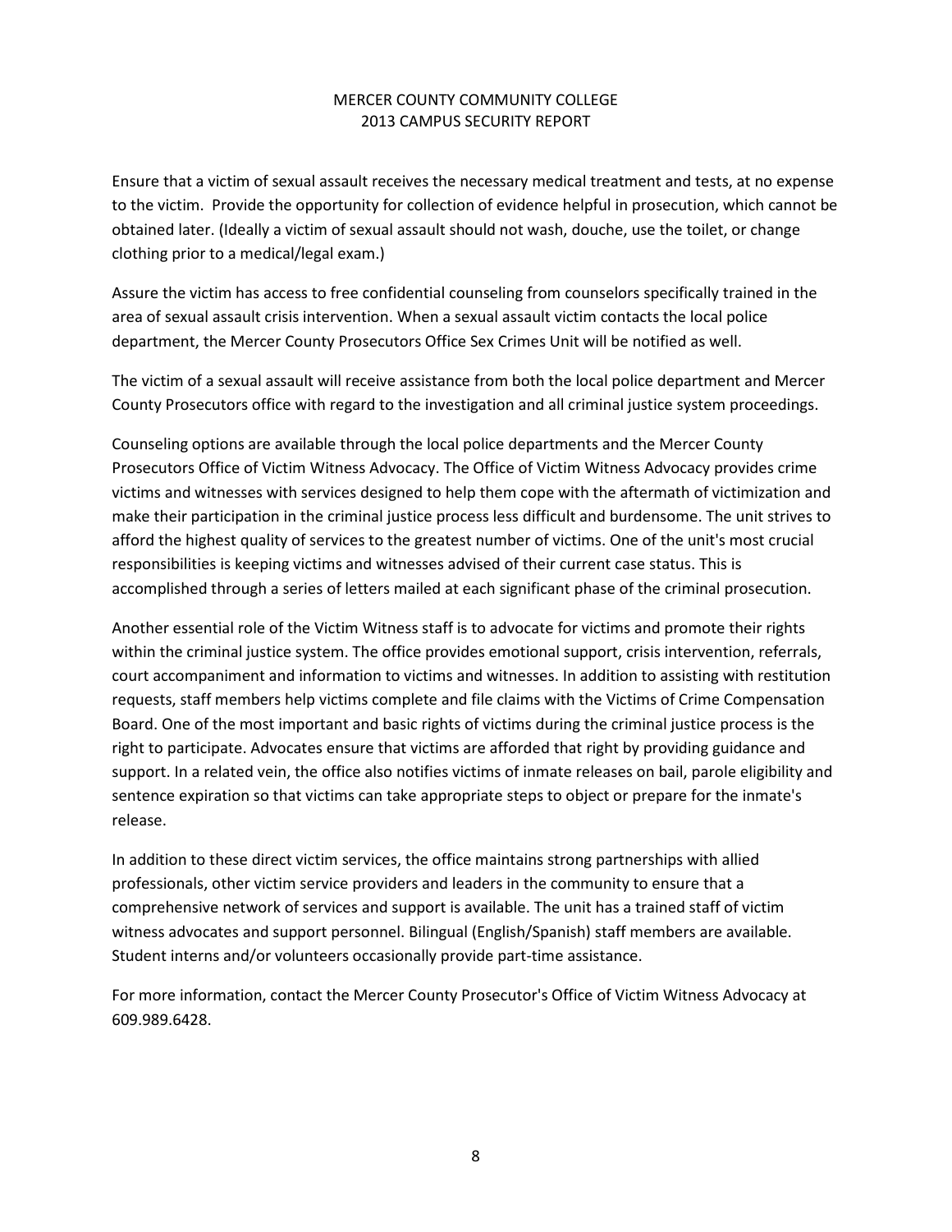Ensure that a victim of sexual assault receives the necessary medical treatment and tests, at no expense to the victim. Provide the opportunity for collection of evidence helpful in prosecution, which cannot be obtained later. (Ideally a victim of sexual assault should not wash, douche, use the toilet, or change clothing prior to a medical/legal exam.)

Assure the victim has access to free confidential counseling from counselors specifically trained in the area of sexual assault crisis intervention. When a sexual assault victim contacts the local police department, the Mercer County Prosecutors Office Sex Crimes Unit will be notified as well.

The victim of a sexual assault will receive assistance from both the local police department and Mercer County Prosecutors office with regard to the investigation and all criminal justice system proceedings.

Counseling options are available through the local police departments and the Mercer County Prosecutors Office of Victim Witness Advocacy. The Office of Victim Witness Advocacy provides crime victims and witnesses with services designed to help them cope with the aftermath of victimization and make their participation in the criminal justice process less difficult and burdensome. The unit strives to afford the highest quality of services to the greatest number of victims. One of the unit's most crucial responsibilities is keeping victims and witnesses advised of their current case status. This is accomplished through a series of letters mailed at each significant phase of the criminal prosecution.

Another essential role of the Victim Witness staff is to advocate for victims and promote their rights within the criminal justice system. The office provides emotional support, crisis intervention, referrals, court accompaniment and information to victims and witnesses. In addition to assisting with restitution requests, staff members help victims complete and file claims with the Victims of Crime Compensation Board. One of the most important and basic rights of victims during the criminal justice process is the right to participate. Advocates ensure that victims are afforded that right by providing guidance and support. In a related vein, the office also notifies victims of inmate releases on bail, parole eligibility and sentence expiration so that victims can take appropriate steps to object or prepare for the inmate's release.

In addition to these direct victim services, the office maintains strong partnerships with allied professionals, other victim service providers and leaders in the community to ensure that a comprehensive network of services and support is available. The unit has a trained staff of victim witness advocates and support personnel. Bilingual (English/Spanish) staff members are available. Student interns and/or volunteers occasionally provide part-time assistance.

For more information, contact the Mercer County Prosecutor's Office of Victim Witness Advocacy at 609.989.6428.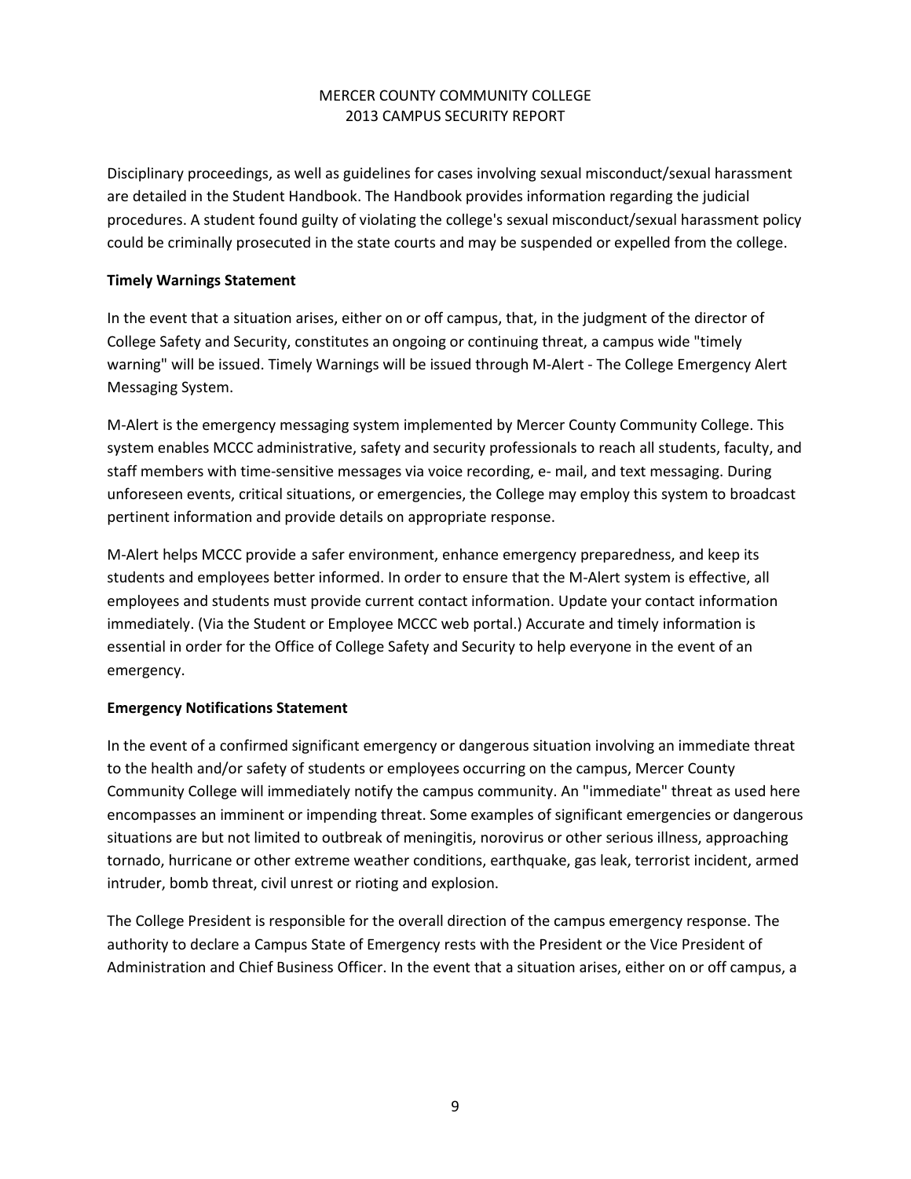Disciplinary proceedings, as well as guidelines for cases involving sexual misconduct/sexual harassment are detailed in the Student Handbook. The Handbook provides information regarding the judicial procedures. A student found guilty of violating the college's sexual misconduct/sexual harassment policy could be criminally prosecuted in the state courts and may be suspended or expelled from the college.

**Timely Warnings Statement**

In the event that a situation arises, either on or off campus, that, in the judgment of the director of College Safety and Security, constitutes an ongoing or continuing threat, a campus wide "timely warning" will be issued. Timely Warnings will be issued through M-Alert - The College Emergency Alert Messaging System.

M-Alert is the emergency messaging system implemented by Mercer County Community College. This system enables MCCC administrative, safety and security professionals to reach all students, faculty, and staff members with time-sensitive messages via voice recording, e- mail, and text messaging. During unforeseen events, critical situations, or emergencies, the College may employ this system to broadcast pertinent information and provide details on appropriate response.

M-Alert helps MCCC provide a safer environment, enhance emergency preparedness, and keep its students and employees better informed. In order to ensure that the M-Alert system is effective, all employees and students must provide current contact information. Update your contact information immediately. (Via the Student or Employee MCCC web portal.) Accurate and timely information is essential in order for the Office of College Safety and Security to help everyone in the event of an emergency.

**Emergency Notifications Statement**

In the event of a confirmed significant emergency or dangerous situation involving an immediate threat to the health and/or safety of students or employees occurring on the campus, Mercer County Community College will immediately notify the campus community. An "immediate" threat as used here encompasses an imminent or impending threat. Some examples of significant emergencies or dangerous situations are but not limited to outbreak of meningitis, norovirus or other serious illness, approaching tornado, hurricane or other extreme weather conditions, earthquake, gas leak, terrorist incident, armed intruder, bomb threat, civil unrest or rioting and explosion.

The College President is responsible for the overall direction of the campus emergency response. The authority to declare a Campus State of Emergency rests with the President or the Vice President of Administration and Chief Business Officer. In the event that a situation arises, either on or off campus, a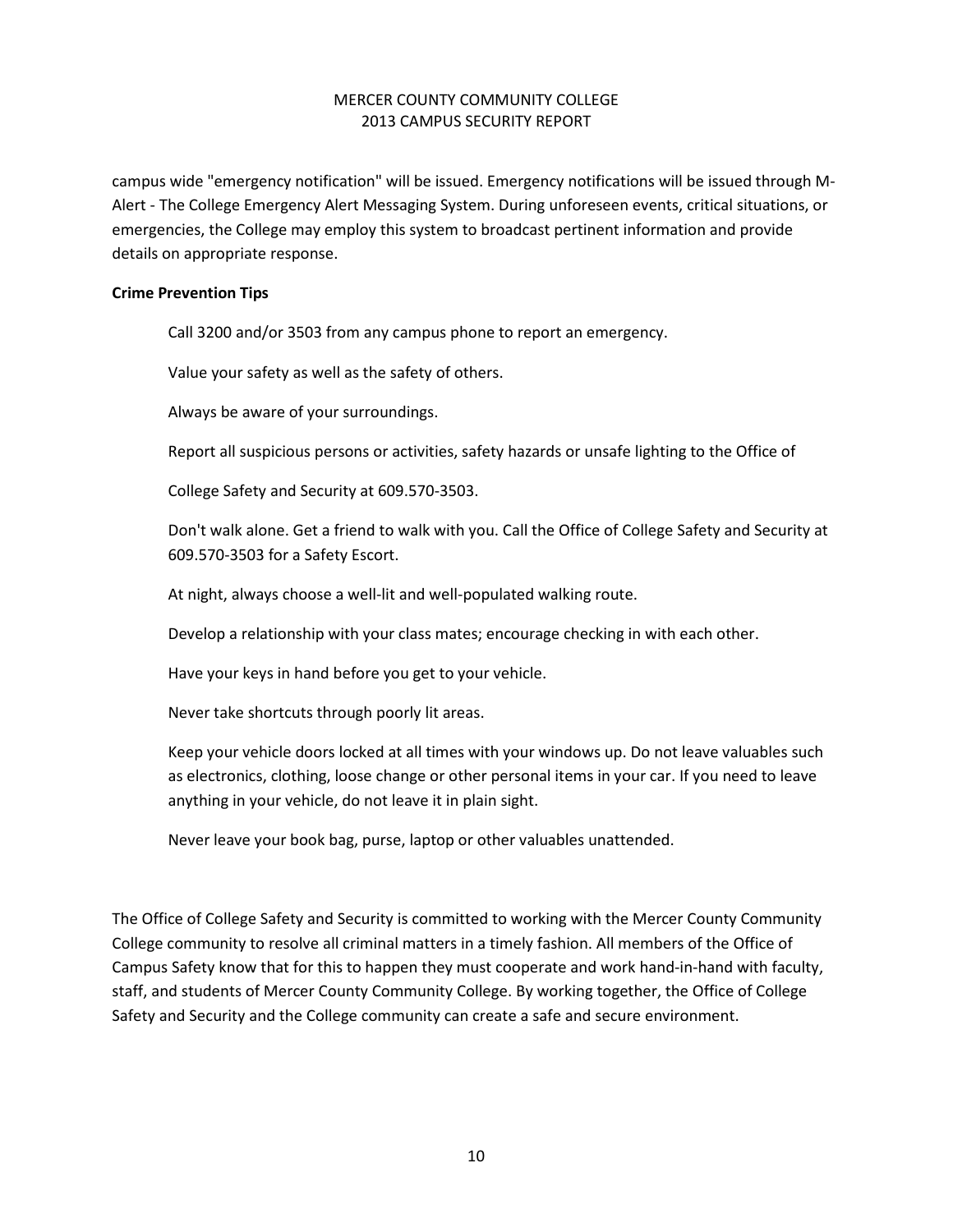campus wide "emergency notification" will be issued. Emergency notifications will be issued through M-Alert - The College Emergency Alert Messaging System. During unforeseen events, critical situations, or emergencies, the College may employ this system to broadcast pertinent information and provide details on appropriate response.

**Crime Prevention Tips**

Call 3200 and/or 3503 from any campus phone to report an emergency.

Value your safety as well as the safety of others.

Always be aware of your surroundings.

Report all suspicious persons or activities, safety hazards or unsafe lighting to the Office of

College Safety and Security at 609.570-3503.

Don't walk alone. Get a friend to walk with you. Call the Office of College Safety and Security at 609.570-3503 for a Safety Escort.

At night, always choose a well-lit and well-populated walking route.

Develop a relationship with your class mates; encourage checking in with each other.

Have your keys in hand before you get to your vehicle.

Never take shortcuts through poorly lit areas.

Keep your vehicle doors locked at all times with your windows up. Do not leave valuables such as electronics, clothing, loose change or other personal items in your car. If you need to leave anything in your vehicle, do not leave it in plain sight.

Never leave your book bag, purse, laptop or other valuables unattended.

The Office of College Safety and Security is committed to working with the Mercer County Community College community to resolve all criminal matters in a timely fashion. All members of the Office of Campus Safety know that for this to happen they must cooperate and work hand-in-hand with faculty, staff, and students of Mercer County Community College. By working together, the Office of College Safety and Security and the College community can create a safe and secure environment.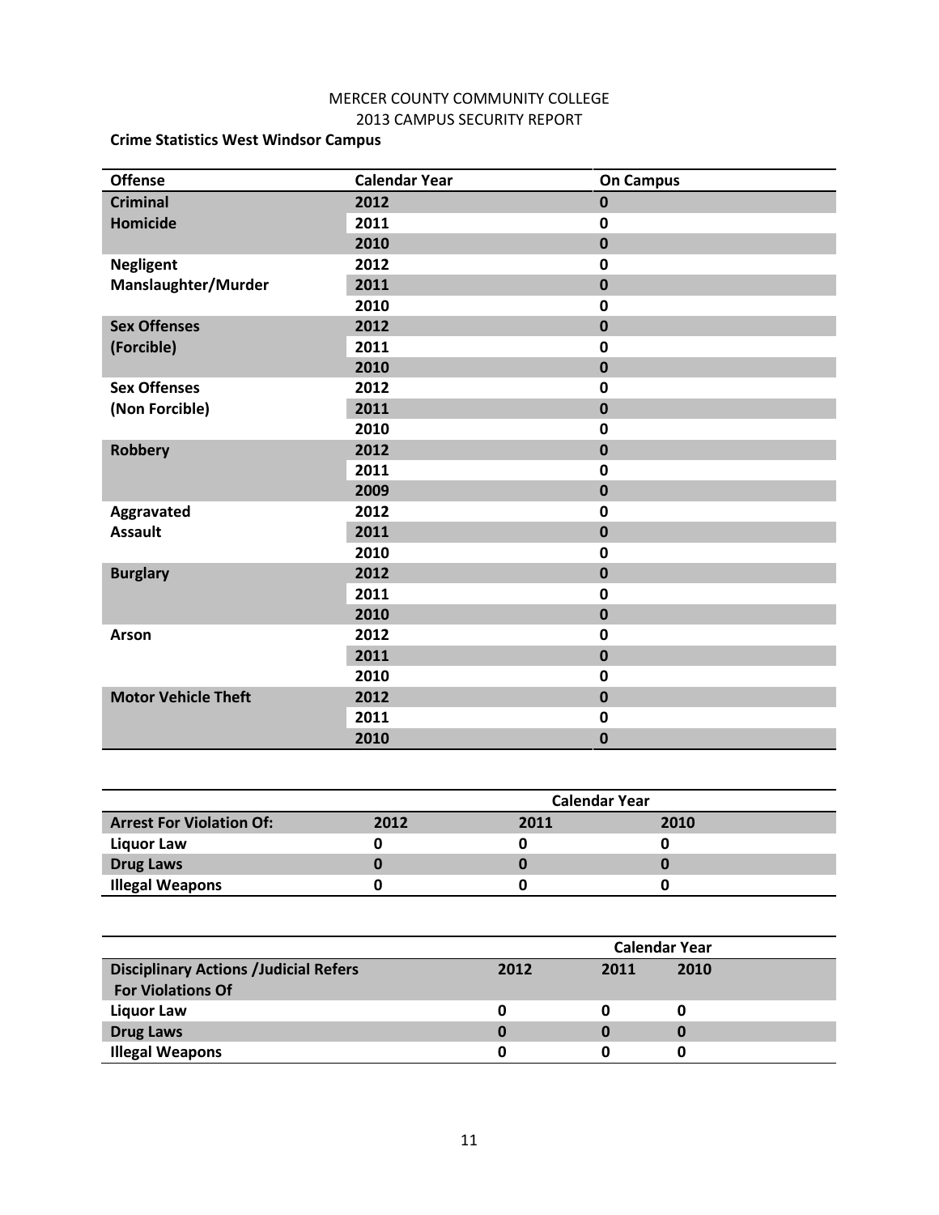MERCER COUNTY COMMUNITY COLLEGE

2013 CAMPUS SECURITY REPORT

**Crime Statistics West Windsor Campus**

| Offense | Calendar Year | On Campus |
|---|---|---|
| **Criminal Homicide** | **2012** | **0** |
| | **2011** | **0** |
| | **2010** | **0** |
| **Negligent Manslaughter/Murder** | **2012** | **0** |
| | **2011** | **0** |
| | **2010** | **0** |
| **Sex Offenses (Forcible)** | **2012** | **0** |
| | **2011** | **0** |
| | **2010** | **0** |
| **Sex Offenses (Non Forcible)** | **2012** | **0** |
| | **2011** | **0** |
| | **2010** | **0** |
| **Robbery** | **2012** | **0** |
| | **2011** | **0** |
| | **2009** | **0** |
| **Aggravated Assault** | **2012** | **0** |
| | **2011** | **0** |
| | **2010** | **0** |
| **Burglary** | **2012** | **0** |
| | **2011** | **0** |
| | **2010** | **0** |
| **Arson** | **2012** | **0** |
| | **2011** | **0** |
| | **2010** | **0** |
| **Motor Vehicle Theft** | **2012** | **0** |
| | **2011** | **0** |
| | **2010** | **0** |

| | **Calendar Year** | | |
|---|---|---|---|
| **Arrest For Violation Of:** | **2012** | **2011** | **2010** |
| **Liquor Law** | **0** | **0** | **0** |
| **Drug Laws** | **0** | **0** | **0** |
| **Illegal Weapons** | **0** | **0** | **0** |

| | **Calendar Year** | | |
|---|---|---|---|
| **Disciplinary Actions /Judicial Refers For Violations Of** | **2012** | **2011** | **2010** |
| **Liquor Law** | **0** | **0** | **0** |
| **Drug Laws** | **0** | **0** | **0** |
| **Illegal Weapons** | **0** | **0** | **0** |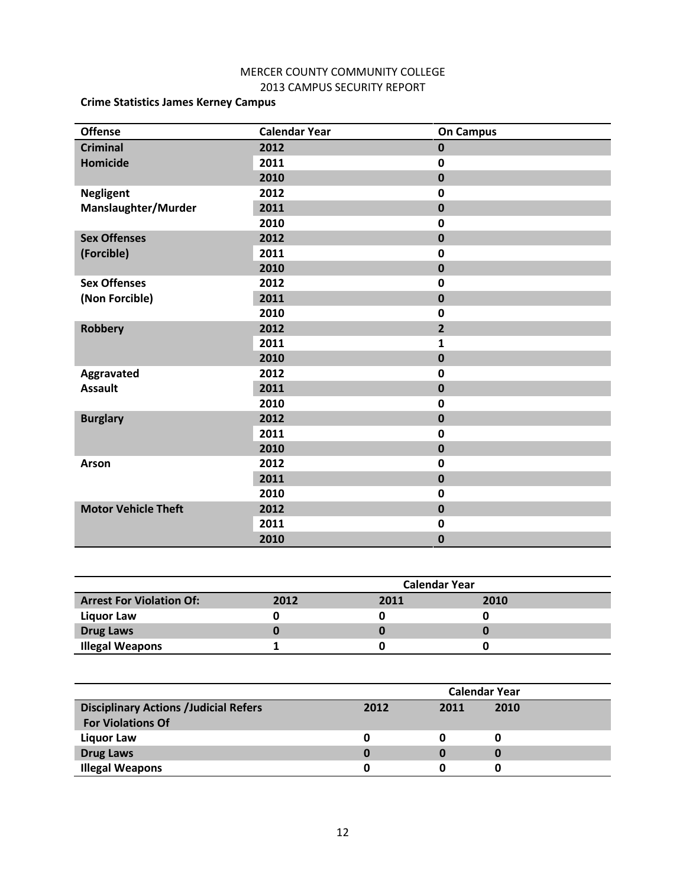MERCER COUNTY COMMUNITY COLLEGE
2013 CAMPUS SECURITY REPORT

**Crime Statistics James Kerney Campus**

| Offense | Calendar Year | On Campus |
|---|---|---|
| **Criminal Homicide** | **2012** | **0** |
| | **2011** | **0** |
| | **2010** | **0** |
| **Negligent Manslaughter/Murder** | **2012** | **0** |
| | **2011** | **0** |
| | **2010** | **0** |
| **Sex Offenses (Forcible)** | **2012** | **0** |
| | **2011** | **0** |
| | **2010** | **0** |
| **Sex Offenses (Non Forcible)** | **2012** | **0** |
| | **2011** | **0** |
| | **2010** | **0** |
| **Robbery** | **2012** | **2** |
| | **2011** | **1** |
| | **2010** | **0** |
| **Aggravated Assault** | **2012** | **0** |
| | **2011** | **0** |
| | **2010** | **0** |
| **Burglary** | **2012** | **0** |
| | **2011** | **0** |
| | **2010** | **0** |
| **Arson** | **2012** | **0** |
| | **2011** | **0** |
| | **2010** | **0** |
| **Motor Vehicle Theft** | **2012** | **0** |
| | **2011** | **0** |
| | **2010** | **0** |

| | **Calendar Year** | | |
|---|---|---|---|
| **Arrest For Violation Of:** | **2012** | **2011** | **2010** |
| **Liquor Law** | **0** | **0** | **0** |
| **Drug Laws** | **0** | **0** | **0** |
| **Illegal Weapons** | **1** | **0** | **0** |

| | **Calendar Year** | | |
|---|---|---|---|
| **Disciplinary Actions /Judicial Refers For Violations Of** | **2012** | **2011** | **2010** |
| **Liquor Law** | **0** | **0** | **0** |
| **Drug Laws** | **0** | **0** | **0** |
| **Illegal Weapons** | **0** | **0** | **0** |